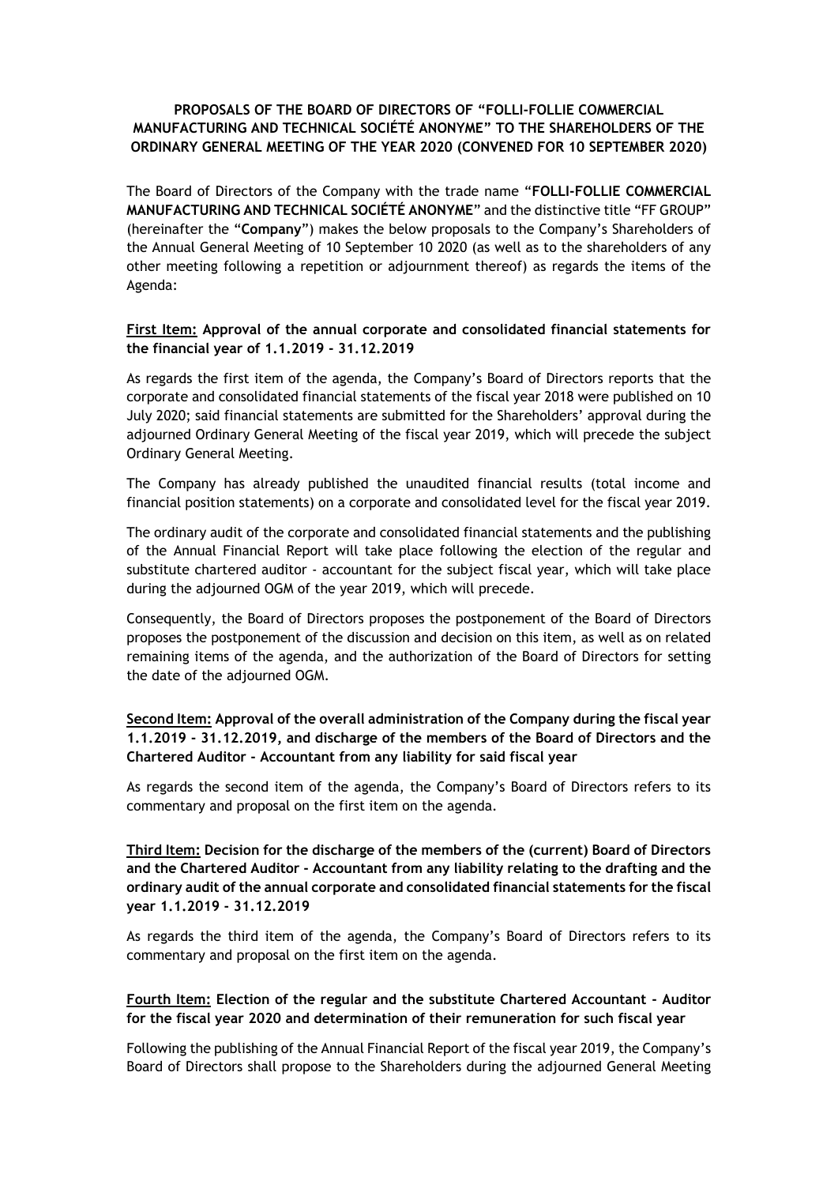**PROPOSALS OF THE BOARD OF DIRECTORS OF "FOLLI-FOLLIE COMMERCIAL MANUFACTURING AND TECHNICAL SOCIÉTÉ ANONYME" TO THE SHAREHOLDERS OF THE ORDINARY GENERAL MEETING OF THE YEAR 2020 (CONVENED FOR 10 SEPTEMBER 2020)**

The Board of Directors of the Company with the trade name "**FOLLI-FOLLIE COMMERCIAL MANUFACTURING AND TECHNICAL SOCIÉTÉ ANONYME**" and the distinctive title "FF GROUP" (hereinafter the "**Company**") makes the below proposals to the Company's Shareholders of the Annual General Meeting of 10 September 10 2020 (as well as to the shareholders of any other meeting following a repetition or adjournment thereof) as regards the items of the Agenda:

**First Item: Approval of the annual corporate and consolidated financial statements for the financial year of 1.1.2019 - 31.12.2019**

As regards the first item of the agenda, the Company's Board of Directors reports that the corporate and consolidated financial statements of the fiscal year 2018 were published on 10 July 2020; said financial statements are submitted for the Shareholders' approval during the adjourned Ordinary General Meeting of the fiscal year 2019, which will precede the subject Ordinary General Meeting.

The Company has already published the unaudited financial results (total income and financial position statements) on a corporate and consolidated level for the fiscal year 2019.

The ordinary audit of the corporate and consolidated financial statements and the publishing of the Annual Financial Report will take place following the election of the regular and substitute chartered auditor - accountant for the subject fiscal year, which will take place during the adjourned OGM of the year 2019, which will precede.

Consequently, the Board of Directors proposes the postponement of the Board of Directors proposes the postponement of the discussion and decision on this item, as well as on related remaining items of the agenda, and the authorization of the Board of Directors for setting the date of the adjourned OGM.

**Second Item: Approval of the overall administration of the Company during the fiscal year 1.1.2019 - 31.12.2019, and discharge of the members of the Board of Directors and the Chartered Auditor - Accountant from any liability for said fiscal year**

As regards the second item of the agenda, the Company's Board of Directors refers to its commentary and proposal on the first item on the agenda.

**Third Item: Decision for the discharge of the members of the (current) Board of Directors and the Chartered Auditor - Accountant from any liability relating to the drafting and the ordinary audit of the annual corporate and consolidated financial statements for the fiscal year 1.1.2019 - 31.12.2019**

As regards the third item of the agenda, the Company's Board of Directors refers to its commentary and proposal on the first item on the agenda.

**Fourth Item: Election of the regular and the substitute Chartered Accountant - Auditor for the fiscal year 2020 and determination of their remuneration for such fiscal year**

Following the publishing of the Annual Financial Report of the fiscal year 2019, the Company's Board of Directors shall propose to the Shareholders during the adjourned General Meeting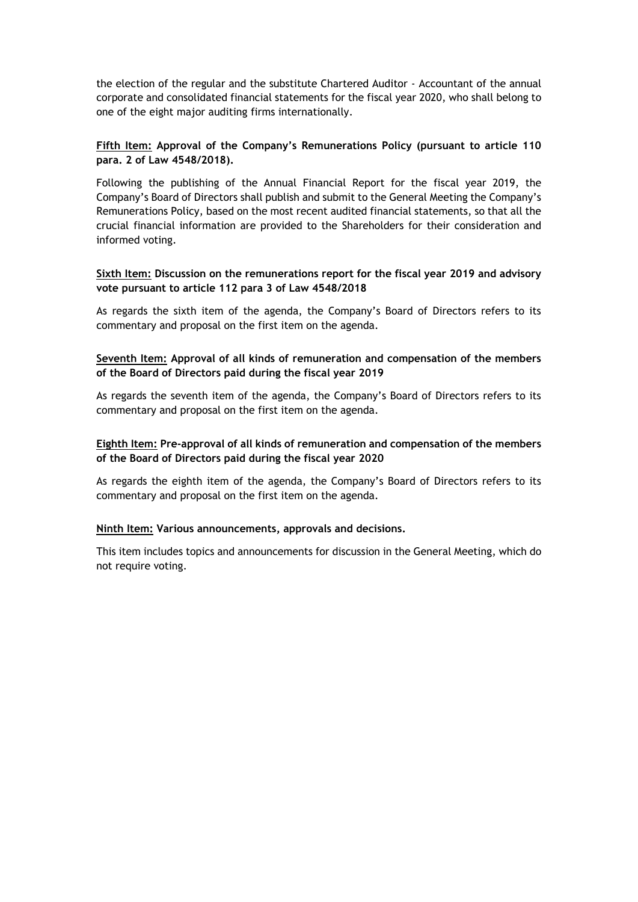the election of the regular and the substitute Chartered Auditor - Accountant of the annual corporate and consolidated financial statements for the fiscal year 2020, who shall belong to one of the eight major auditing firms internationally.

**<u>Fifth Item:</u> Approval of the Company's Remunerations Policy (pursuant to article 110 para. 2 of Law 4548/2018).**

Following the publishing of the Annual Financial Report for the fiscal year 2019, the Company's Board of Directors shall publish and submit to the General Meeting the Company's Remunerations Policy, based on the most recent audited financial statements, so that all the crucial financial information are provided to the Shareholders for their consideration and informed voting.

**<u>Sixth Item:</u> Discussion on the remunerations report for the fiscal year 2019 and advisory vote pursuant to article 112 para 3 of Law 4548/2018**

As regards the sixth item of the agenda, the Company's Board of Directors refers to its commentary and proposal on the first item on the agenda.

**<u>Seventh Item:</u> Approval of all kinds of remuneration and compensation of the members of the Board of Directors paid during the fiscal year 2019**

As regards the seventh item of the agenda, the Company's Board of Directors refers to its commentary and proposal on the first item on the agenda.

**<u>Eighth Item:</u> Pre-approval of all kinds of remuneration and compensation of the members of the Board of Directors paid during the fiscal year 2020**

As regards the eighth item of the agenda, the Company's Board of Directors refers to its commentary and proposal on the first item on the agenda.

**<u>Ninth Item:</u> Various announcements, approvals and decisions.**

This item includes topics and announcements for discussion in the General Meeting, which do not require voting.